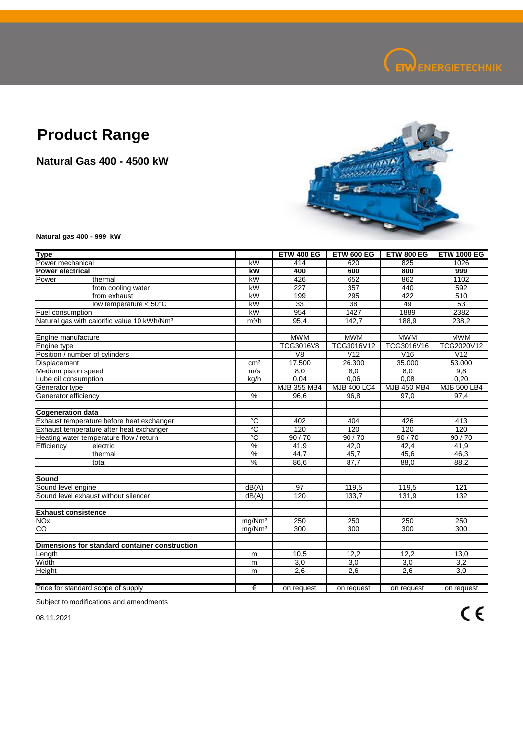# Product Range

**Natural Gas 400 - 4500 kW**

**Natural gas 400 - 999 kW**

| Type | | ETW 400 EG | ETW 600 EG | ETW 800 EG | ETW 1000 EG |
|---|---|---|---|---|---|
| Power mechanical | kW | 414 | 620 | 825 | 1026 |
| **Power electrical** | **kW** | **400** | **600** | **800** | **999** |
| Power thermal | kW | 426 | 652 | 862 | 1102 |
| from cooling water | kW | 227 | 357 | 440 | 592 |
| from exhaust | kW | 199 | 295 | 422 | 510 |
| low temperature < 50°C | kW | 33 | 38 | 49 | 53 |
| Fuel consumption | kW | 954 | 1427 | 1889 | 2382 |
| Natural gas with calorific value 10 kWh/Nm³ | m³/h | 95,4 | 142,7 | 188,9 | 238,2 |
| | | | | | |
| Engine manufacture | | MWM | MWM | MWM | MWM |
| Engine type | | TCG3016V8 | TCG3016V12 | TCG3016V16 | TCG2020V12 |
| Position / number of cylinders | | V8 | V12 | V16 | V12 |
| Displacement | cm³ | 17.500 | 26.300 | 35.000 | 53.000 |
| Medium piston speed | m/s | 8,0 | 8,0 | 8,0 | 9,8 |
| Lube oil consumption | kg/h | 0,04 | 0,06 | 0,08 | 0,20 |
| Generator type | | MJB 355 MB4 | MJB 400 LC4 | MJB 450 MB4 | MJB 500 LB4 |
| Generator efficiency | % | 96,6 | 96,8 | 97,0 | 97,4 |
| | | | | | |
| **Cogeneration data** | | | | | |
| Exhaust temperature before heat exchanger | °C | 402 | 404 | 426 | 413 |
| Exhaust temperature after heat exchanger | °C | 120 | 120 | 120 | 120 |
| Heating water temperature flow / return | °C | 90 / 70 | 90 / 70 | 90 / 70 | 90 / 70 |
| Efficiency electric | % | 41,9 | 42,0 | 42,4 | 41,9 |
| thermal | % | 44,7 | 45,7 | 45,6 | 46,3 |
| total | % | 86,6 | 87,7 | 88,0 | 88,2 |
| | | | | | |
| **Sound** | | | | | |
| Sound level engine | dB(A) | 97 | 119,5 | 119,5 | 121 |
| Sound level exhaust without silencer | dB(A) | 120 | 133,7 | 131,9 | 132 |
| | | | | | |
| **Exhaust consistence** | | | | | |
| NOx | mg/Nm³ | 250 | 250 | 250 | 250 |
| CO | mg/Nm³ | 300 | 300 | 300 | 300 |
| | | | | | |
| **Dimensions for standard container construction** | | | | | |
| Length | m | 10,5 | 12,2 | 12,2 | 13,0 |
| Width | m | 3,0 | 3,0 | 3,0 | 3,2 |
| Height | m | 2,6 | 2,6 | 2,6 | 3,0 |
| | | | | | |
| Price for standard scope of supply | € | on request | on request | on request | on request |

Subject to modifications and amendments

08.11.2021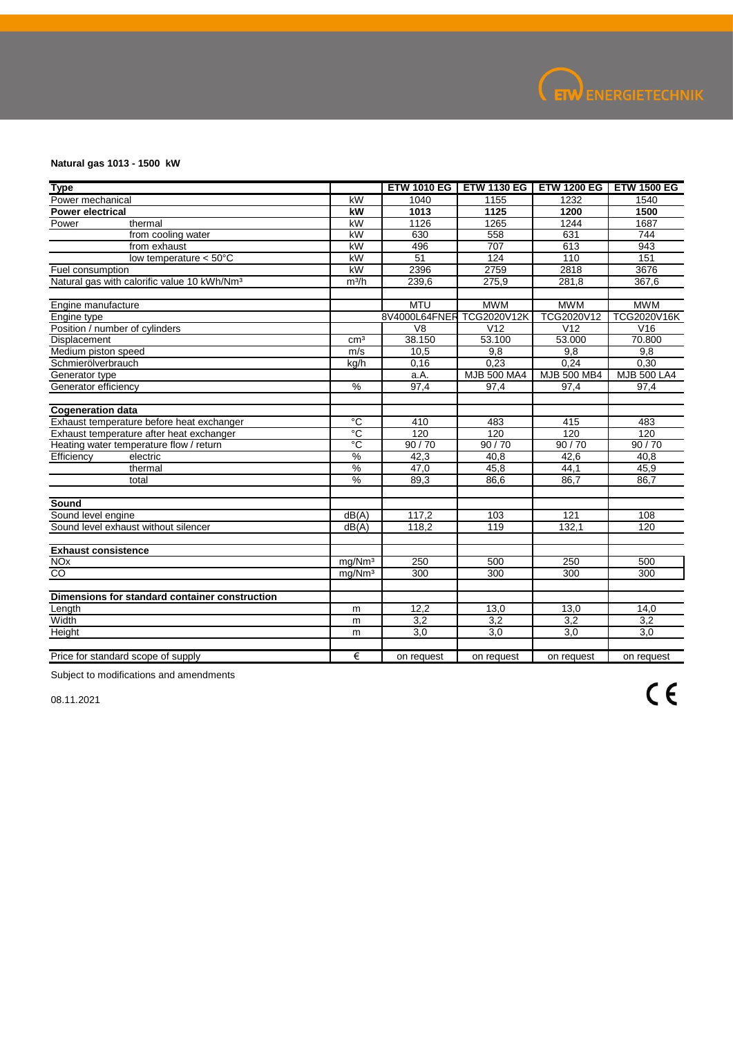**Natural gas 1013 - 1500 kW**

| Type | | ETW 1010 EG | ETW 1130 EG | ETW 1200 EG | ETW 1500 EG |
|---|---|---|---|---|---|
| Power mechanical | kW | 1040 | 1155 | 1232 | 1540 |
| **Power electrical** | **kW** | **1013** | **1125** | **1200** | **1500** |
| Power thermal | kW | 1126 | 1265 | 1244 | 1687 |
| from cooling water | kW | 630 | 558 | 631 | 744 |
| from exhaust | kW | 496 | 707 | 613 | 943 |
| low temperature < 50°C | kW | 51 | 124 | 110 | 151 |
| Fuel consumption | kW | 2396 | 2759 | 2818 | 3676 |
| Natural gas with calorific value 10 kWh/Nm³ | m³/h | 239,6 | 275,9 | 281,8 | 367,6 |
| | | | | | |
| Engine manufacture | | MTU | MWM | MWM | MWM |
| Engine type | | 8V4000L64FNER | TCG2020V12K | TCG2020V12 | TCG2020V16K |
| Position / number of cylinders | | V8 | V12 | V12 | V16 |
| Displacement | cm³ | 38.150 | 53.100 | 53.000 | 70.800 |
| Medium piston speed | m/s | 10,5 | 9,8 | 9,8 | 9,8 |
| Schmierölverbrauch | kg/h | 0,16 | 0,23 | 0,24 | 0,30 |
| Generator type | | a.A. | MJB 500 MA4 | MJB 500 MB4 | MJB 500 LA4 |
| Generator efficiency | % | 97,4 | 97,4 | 97,4 | 97,4 |
| | | | | | |
| **Cogeneration data** | | | | | |
| Exhaust temperature before heat exchanger | °C | 410 | 483 | 415 | 483 |
| Exhaust temperature after heat exchanger | °C | 120 | 120 | 120 | 120 |
| Heating water temperature flow / return | °C | 90 / 70 | 90 / 70 | 90 / 70 | 90 / 70 |
| Efficiency electric | % | 42,3 | 40,8 | 42,6 | 40,8 |
| thermal | % | 47,0 | 45,8 | 44,1 | 45,9 |
| total | % | 89,3 | 86,6 | 86,7 | 86,7 |
| | | | | | |
| **Sound** | | | | | |
| Sound level engine | dB(A) | 117,2 | 103 | 121 | 108 |
| Sound level exhaust without silencer | dB(A) | 118,2 | 119 | 132,1 | 120 |
| | | | | | |
| **Exhaust consistence** | | | | | |
| NOx | mg/Nm³ | 250 | 500 | 250 | 500 |
| CO | mg/Nm³ | 300 | 300 | 300 | 300 |
| | | | | | |
| **Dimensions for standard container construction** | | | | | |
| Length | m | 12,2 | 13,0 | 13,0 | 14,0 |
| Width | m | 3,2 | 3,2 | 3,2 | 3,2 |
| Height | m | 3,0 | 3,0 | 3,0 | 3,0 |
| | | | | | |
| Price for standard scope of supply | € | on request | on request | on request | on request |

Subject to modifications and amendments

08.11.2021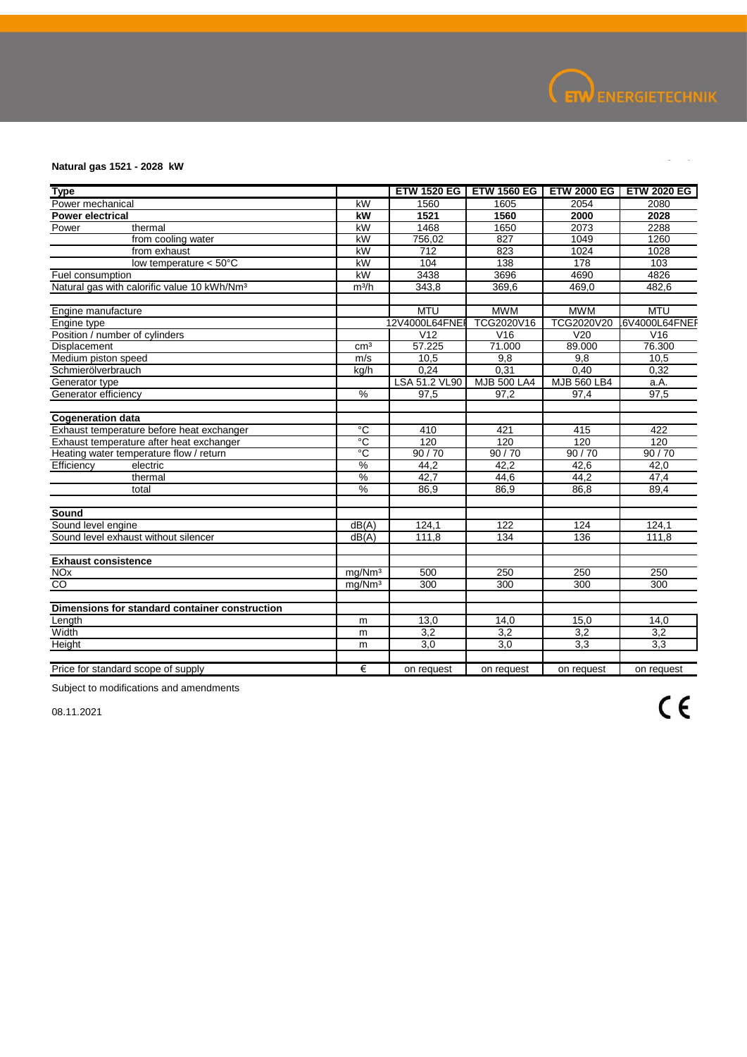**Natural gas 1521 - 2028 kW**

| Type | | ETW 1520 EG | ETW 1560 EG | ETW 2000 EG | ETW 2020 EG |
|---|---|---|---|---|---|
| Power mechanical | kW | 1560 | 1605 | 2054 | 2080 |
| **Power electrical** | **kW** | **1521** | **1560** | **2000** | **2028** |
| Power thermal | kW | 1468 | 1650 | 2073 | 2288 |
| from cooling water | kW | 756,02 | 827 | 1049 | 1260 |
| from exhaust | kW | 712 | 823 | 1024 | 1028 |
| low temperature < 50°C | kW | 104 | 138 | 178 | 103 |
| Fuel consumption | kW | 3438 | 3696 | 4690 | 4826 |
| Natural gas with calorific value 10 kWh/Nm³ | m³/h | 343,8 | 369,6 | 469,0 | 482,6 |
| | | | | | |
| Engine manufacture | | MTU | MWM | MWM | MTU |
| Engine type | | 12V4000L64FNEI | TCG2020V16 | TCG2020V20 | .6V4000L64FNEF |
| Position / number of cylinders | | V12 | V16 | V20 | V16 |
| Displacement | cm³ | 57.225 | 71.000 | 89.000 | 76.300 |
| Medium piston speed | m/s | 10,5 | 9,8 | 9,8 | 10,5 |
| Schmierölverbrauch | kg/h | 0,24 | 0,31 | 0,40 | 0,32 |
| Generator type | | LSA 51.2 VL90 | MJB 500 LA4 | MJB 560 LB4 | a.A. |
| Generator efficiency | % | 97,5 | 97,2 | 97,4 | 97,5 |
| | | | | | |
| **Cogeneration data** | | | | | |
| Exhaust temperature before heat exchanger | °C | 410 | 421 | 415 | 422 |
| Exhaust temperature after heat exchanger | °C | 120 | 120 | 120 | 120 |
| Heating water temperature flow / return | °C | 90 / 70 | 90 / 70 | 90 / 70 | 90 / 70 |
| Efficiency electric | % | 44,2 | 42,2 | 42,6 | 42,0 |
| thermal | % | 42,7 | 44,6 | 44,2 | 47,4 |
| total | % | 86,9 | 86,9 | 86,8 | 89,4 |
| | | | | | |
| **Sound** | | | | | |
| Sound level engine | dB(A) | 124,1 | 122 | 124 | 124,1 |
| Sound level exhaust without silencer | dB(A) | 111,8 | 134 | 136 | 111,8 |
| | | | | | |
| **Exhaust consistence** | | | | | |
| NOx | mg/Nm³ | 500 | 250 | 250 | 250 |
| CO | mg/Nm³ | 300 | 300 | 300 | 300 |
| | | | | | |
| **Dimensions for standard container construction** | | | | | |
| Length | m | 13,0 | 14,0 | 15,0 | 14,0 |
| Width | m | 3,2 | 3,2 | 3,2 | 3,2 |
| Height | m | 3,0 | 3,0 | 3,3 | 3,3 |
| | | | | | |
| Price for standard scope of supply | € | on request | on request | on request | on request |

Subject to modifications and amendments

08.11.2021

CE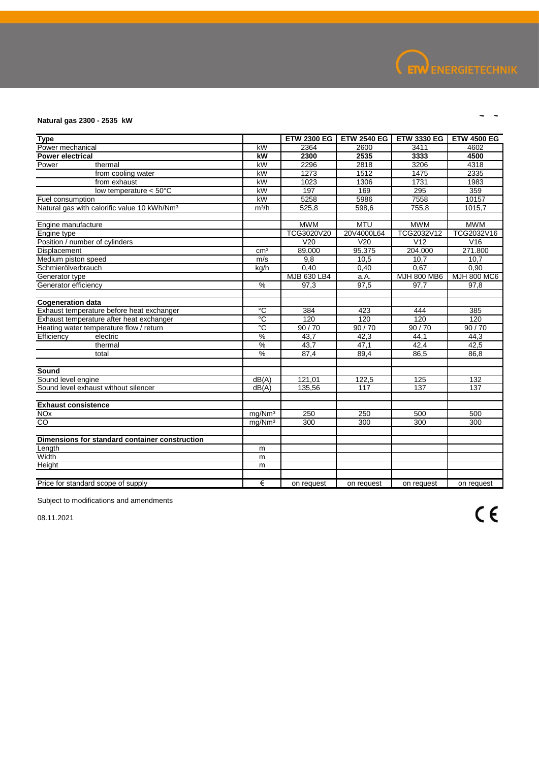**Natural gas 2300 - 2535 kW**

| Type | | ETW 2300 EG | ETW 2540 EG | ETW 3330 EG | ETW 4500 EG |
|---|---|---|---|---|---|
| Power mechanical | kW | 2364 | 2600 | 3411 | 4602 |
| **Power electrical** | **kW** | **2300** | **2535** | **3333** | **4500** |
| Power thermal | kW | 2296 | 2818 | 3206 | 4318 |
| from cooling water | kW | 1273 | 1512 | 1475 | 2335 |
| from exhaust | kW | 1023 | 1306 | 1731 | 1983 |
| low temperature < 50°C | kW | 197 | 169 | 295 | 359 |
| Fuel consumption | kW | 5258 | 5986 | 7558 | 10157 |
| Natural gas with calorific value 10 kWh/Nm³ | m³/h | 525,8 | 598,6 | 755,8 | 1015,7 |
| | | | | | |
| Engine manufacture | | MWM | MTU | MWM | MWM |
| Engine type | | TCG3020V20 | 20V4000L64 | TCG2032V12 | TCG2032V16 |
| Position / number of cylinders | | V20 | V20 | V12 | V16 |
| Displacement | cm³ | 89.000 | 95.375 | 204.000 | 271.800 |
| Medium piston speed | m/s | 9,8 | 10,5 | 10,7 | 10,7 |
| Schmierölverbrauch | kg/h | 0,40 | 0,40 | 0,67 | 0,90 |
| Generator type | | MJB 630 LB4 | a.A. | MJH 800 MB6 | MJH 800 MC6 |
| Generator efficiency | % | 97,3 | 97,5 | 97,7 | 97,8 |
| | | | | | |
| **Cogeneration data** | | | | | |
| Exhaust temperature before heat exchanger | °C | 384 | 423 | 444 | 385 |
| Exhaust temperature after heat exchanger | °C | 120 | 120 | 120 | 120 |
| Heating water temperature flow / return | °C | 90 / 70 | 90 / 70 | 90 / 70 | 90 / 70 |
| Efficiency electric | % | 43,7 | 42,3 | 44,1 | 44,3 |
| thermal | % | 43,7 | 47,1 | 42,4 | 42,5 |
| total | % | 87,4 | 89,4 | 86,5 | 86,8 |
| | | | | | |
| **Sound** | | | | | |
| Sound level engine | dB(A) | 121,01 | 122,5 | 125 | 132 |
| Sound level exhaust without silencer | dB(A) | 135,56 | 117 | 137 | 137 |
| | | | | | |
| **Exhaust consistence** | | | | | |
| NOx | mg/Nm³ | 250 | 250 | 500 | 500 |
| CO | mg/Nm³ | 300 | 300 | 300 | 300 |
| | | | | | |
| **Dimensions for standard container construction** | | | | | |
| Length | m | | | | |
| Width | m | | | | |
| Height | m | | | | |
| | | | | | |
| Price for standard scope of supply | € | on request | on request | on request | on request |

Subject to modifications and amendments

08.11.2021

CE